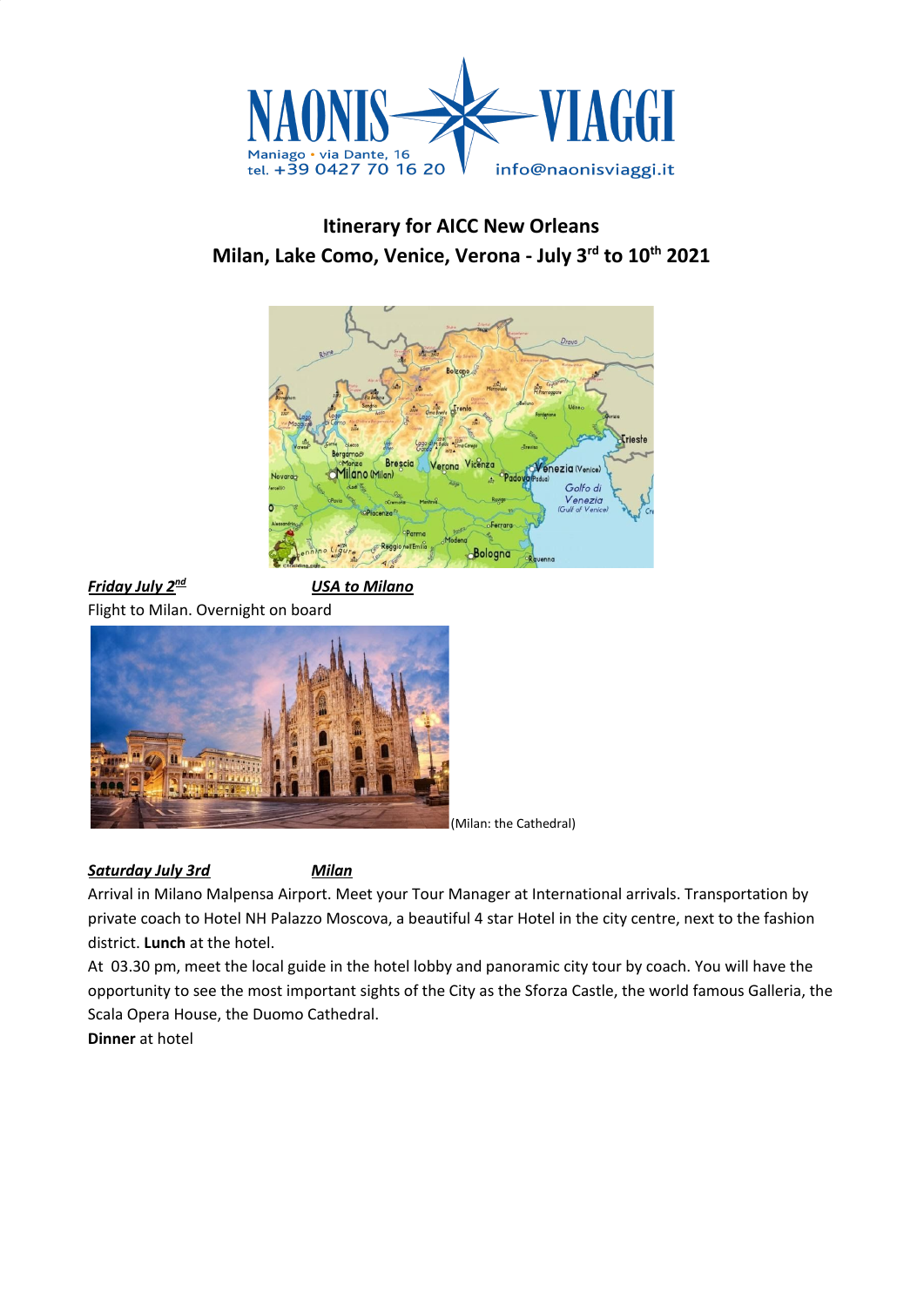NAONIS VIAGGI
Maniago • via Dante, 16
tel. +39 0427 70 16 20
info@naonisviaggi.it

# Itinerary for AICC New Orleans
## Milan, Lake Como, Venice, Verona - July 3rd to 10th 2021

***Friday July 2nd*** ***USA to Milano***

Flight to Milan. Overnight on board

(Milan: the Cathedral)

***Saturday July 3rd*** ***Milan***

Arrival in Milano Malpensa Airport. Meet your Tour Manager at International arrivals. Transportation by private coach to Hotel NH Palazzo Moscova, a beautiful 4 star Hotel in the city centre, next to the fashion district. **Lunch** at the hotel.

At 03.30 pm, meet the local guide in the hotel lobby and panoramic city tour by coach. You will have the opportunity to see the most important sights of the City as the Sforza Castle, the world famous Galleria, the Scala Opera House, the Duomo Cathedral.

**Dinner** at hotel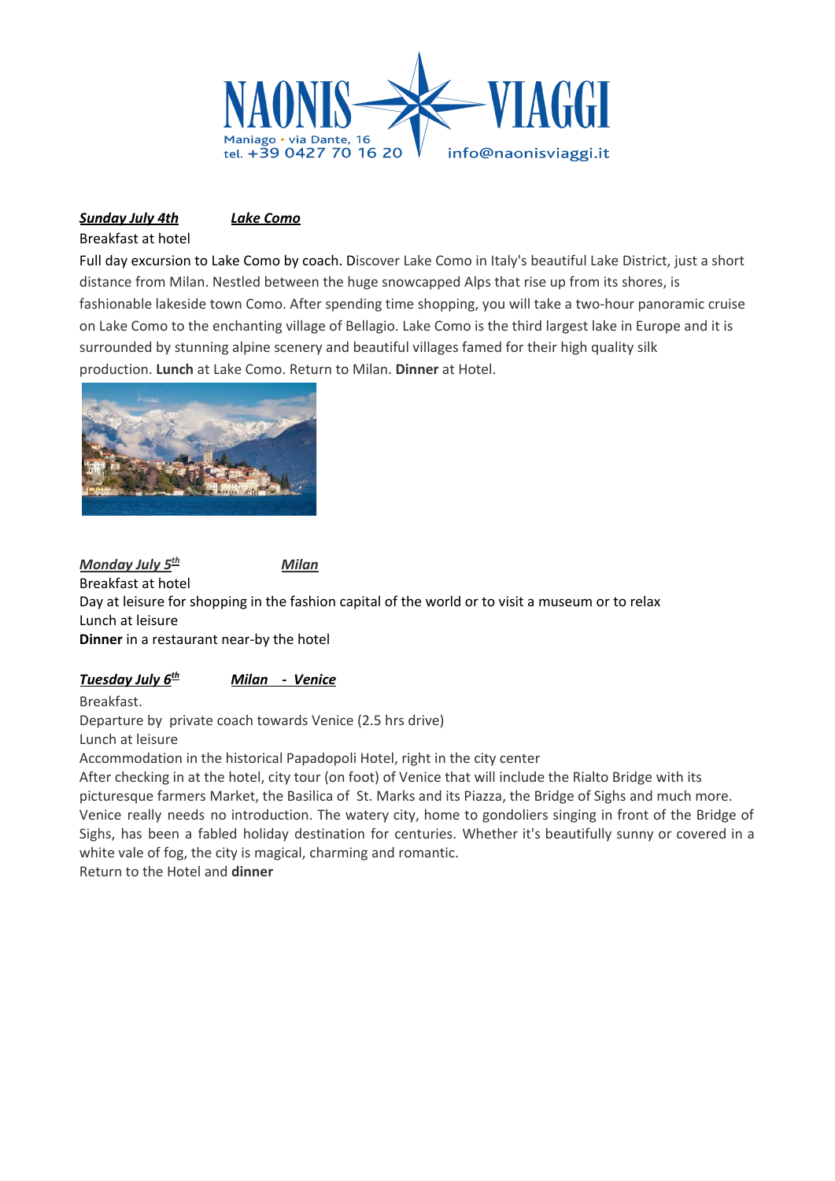**NAONIS VIAGGI**
Maniago • via Dante, 16
tel. +39 0427 70 16 20
info@naonisviaggi.it

***Sunday July 4th*** ***Lake Como***

Breakfast at hotel

Full day excursion to Lake Como by coach. Discover Lake Como in Italy's beautiful Lake District, just a short distance from Milan. Nestled between the huge snowcapped Alps that rise up from its shores, is fashionable lakeside town Como. After spending time shopping, you will take a two-hour panoramic cruise on Lake Como to the enchanting village of Bellagio. Lake Como is the third largest lake in Europe and it is surrounded by stunning alpine scenery and beautiful villages famed for their high quality silk production. **Lunch** at Lake Como. Return to Milan. **Dinner** at Hotel.

***Monday July 5th*** ***Milan***

Breakfast at hotel

Day at leisure for shopping in the fashion capital of the world or to visit a museum or to relax

Lunch at leisure

**Dinner** in a restaurant near-by the hotel

***Tuesday July 6th*** ***Milan - Venice***

Breakfast.

Departure by private coach towards Venice (2.5 hrs drive)

Lunch at leisure

Accommodation in the historical Papadopoli Hotel, right in the city center

After checking in at the hotel, city tour (on foot) of Venice that will include the Rialto Bridge with its picturesque farmers Market, the Basilica of St. Marks and its Piazza, the Bridge of Sighs and much more. Venice really needs no introduction. The watery city, home to gondoliers singing in front of the Bridge of Sighs, has been a fabled holiday destination for centuries. Whether it's beautifully sunny or covered in a white vale of fog, the city is magical, charming and romantic.

Return to the Hotel and **dinner**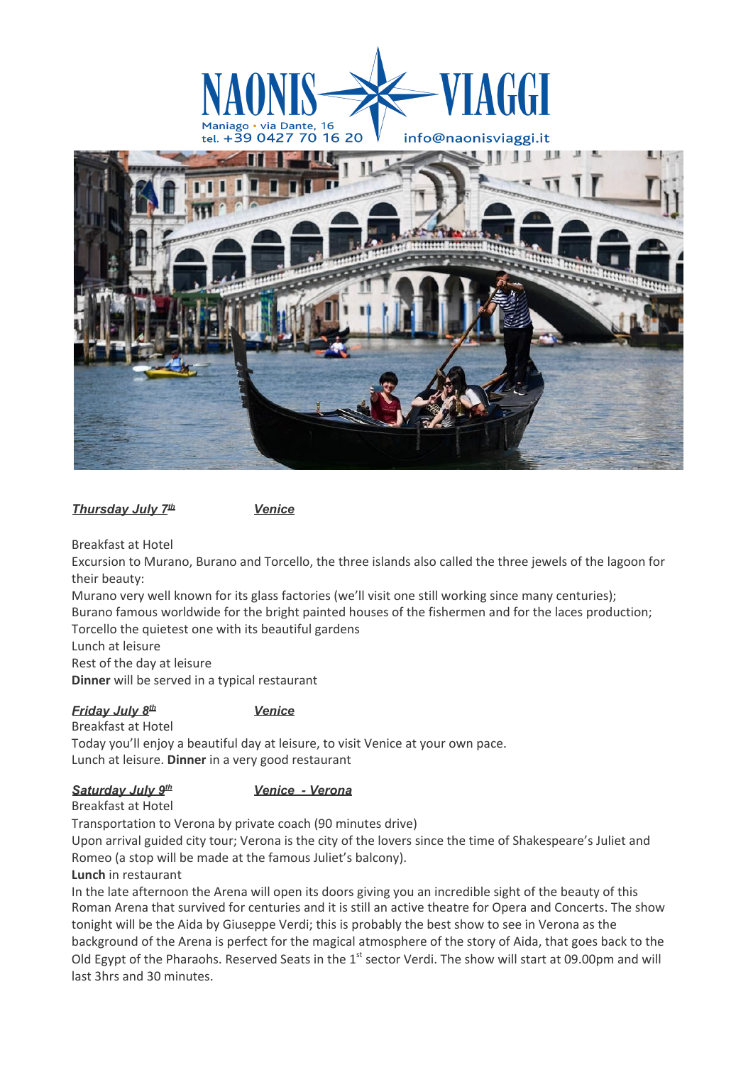NAONIS VIAGGI
Maniago • via Dante, 16
tel. +39 0427 70 16 20
info@naonisviaggi.it

***Thursday July 7th*** ***Venice***

Breakfast at Hotel
Excursion to Murano, Burano and Torcello, the three islands also called the three jewels of the lagoon for their beauty:
Murano very well known for its glass factories (we'll visit one still working since many centuries);
Burano famous worldwide for the bright painted houses of the fishermen and for the laces production;
Torcello the quietest one with its beautiful gardens
Lunch at leisure
Rest of the day at leisure
**Dinner** will be served in a typical restaurant

***Friday July 8th*** ***Venice***
Breakfast at Hotel
Today you'll enjoy a beautiful day at leisure, to visit Venice at your own pace.
Lunch at leisure. **Dinner** in a very good restaurant

***Saturday July 9th*** ***Venice - Verona***
Breakfast at Hotel
Transportation to Verona by private coach (90 minutes drive)
Upon arrival guided city tour; Verona is the city of the lovers since the time of Shakespeare's Juliet and Romeo (a stop will be made at the famous Juliet's balcony).
**Lunch** in restaurant
In the late afternoon the Arena will open its doors giving you an incredible sight of the beauty of this Roman Arena that survived for centuries and it is still an active theatre for Opera and Concerts. The show tonight will be the Aida by Giuseppe Verdi; this is probably the best show to see in Verona as the background of the Arena is perfect for the magical atmosphere of the story of Aida, that goes back to the Old Egypt of the Pharaohs. Reserved Seats in the 1st sector Verdi. The show will start at 09.00pm and will last 3hrs and 30 minutes.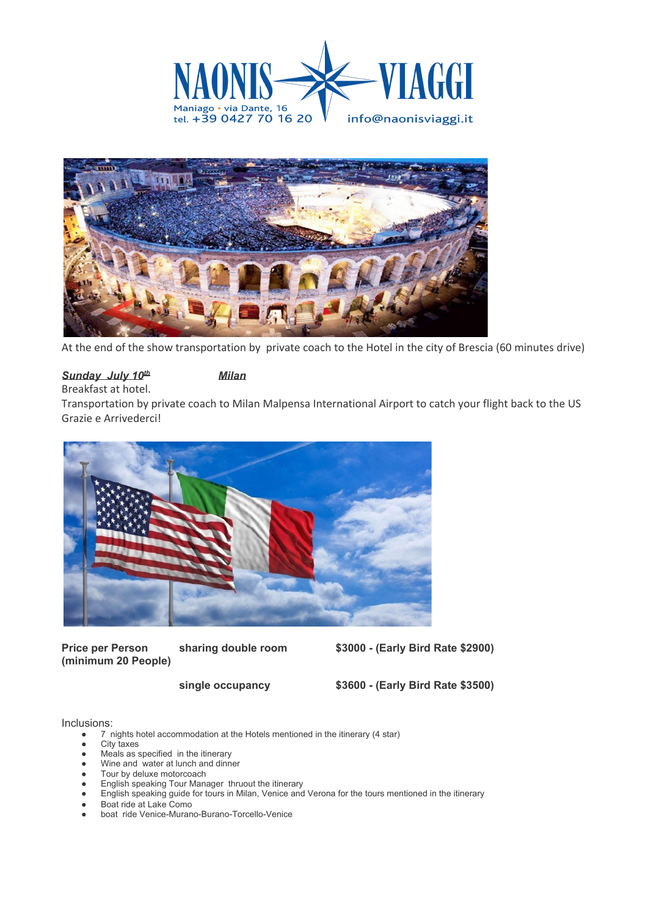NAONIS VIAGGI
Maniago • via Dante, 16
tel. +39 0427 70 16 20
info@naonisviaggi.it

At the end of the show transportation by private coach to the Hotel in the city of Brescia (60 minutes drive)

***Sunday July 10th*** ***Milan***

Breakfast at hotel.

Transportation by private coach to Milan Malpensa International Airport to catch your flight back to the US

Grazie e Arrivederci!

| **Price per Person (minimum 20 People)** | **sharing double room** | **$3000 - (Early Bird Rate $2900)** |
|---|---|---|
| | **single occupancy** | **$3600 - (Early Bird Rate $3500)** |

Inclusions:

- 7 nights hotel accommodation at the Hotels mentioned in the itinerary (4 star)
- City taxes
- Meals as specified in the itinerary
- Wine and water at lunch and dinner
- Tour by deluxe motorcoach
- English speaking Tour Manager thruout the itinerary
- English speaking guide for tours in Milan, Venice and Verona for the tours mentioned in the itinerary
- Boat ride at Lake Como
- boat ride Venice-Murano-Burano-Torcello-Venice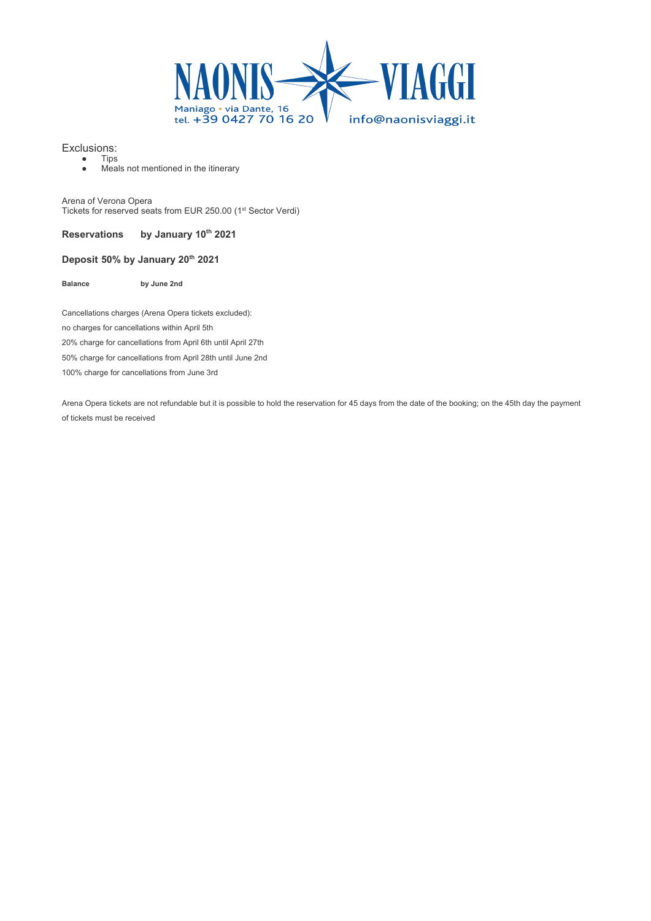Exclusions:

- Tips
- Meals not mentioned in the itinerary

Arena of Verona Opera
Tickets for reserved seats from EUR 250.00 (1st Sector Verdi)

**Reservations by January 10th 2021**

**Deposit 50% by January 20th 2021**

**Balance by June 2nd**

Cancellations charges (Arena Opera tickets excluded):

no charges for cancellations within April 5th

20% charge for cancellations from April 6th until April 27th

50% charge for cancellations from April 28th until June 2nd

100% charge for cancellations from June 3rd

Arena Opera tickets are not refundable but it is possible to hold the reservation for 45 days from the date of the booking; on the 45th day the payment of tickets must be received